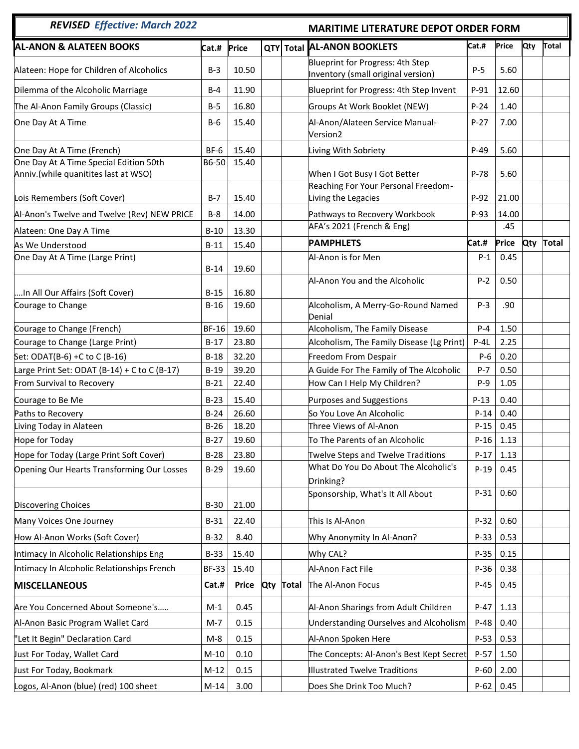*REVISED Effective: March 2022*

## MARITIME LITERATURE DEPOT ORDER FORM

| AL-ANON & ALATEEN BOOKS | Cat.# | Price | QTY | Total |
|---|---|---|---|---|
| Alateen: Hope for Children of Alcoholics | B-3 | 10.50 | | |
| Dilemma of the Alcoholic Marriage | B-4 | 11.90 | | |
| The Al-Anon Family Groups (Classic) | B-5 | 16.80 | | |
| One Day At A Time | B-6 | 15.40 | | |
| One Day At A Time (French) | BF-6 | 15.40 | | |
| One Day At A Time Special Edition 50th Anniv.(while quanitites last at WSO) | B6-50 | 15.40 | | |
| Lois Remembers (Soft Cover) | B-7 | 15.40 | | |
| Al-Anon's Twelve and Twelve (Rev) NEW PRICE | B-8 | 14.00 | | |
| Alateen: One Day A Time | B-10 | 13.30 | | |
| As We Understood | B-11 | 15.40 | | |
| One Day At A Time (Large Print) | B-14 | 19.60 | | |
| ….In All Our Affairs (Soft Cover) | B-15 | 16.80 | | |
| Courage to Change | B-16 | 19.60 | | |
| Courage to Change (French) | BF-16 | 19.60 | | |
| Courage to Change (Large Print) | B-17 | 23.80 | | |
| Set: ODAT(B-6) +C to C (B-16) | B-18 | 32.20 | | |
| Large Print Set: ODAT (B-14) + C to C (B-17) | B-19 | 39.20 | | |
| From Survival to Recovery | B-21 | 22.40 | | |
| Courage to Be Me | B-23 | 15.40 | | |
| Paths to Recovery | B-24 | 26.60 | | |
| Living Today in Alateen | B-26 | 18.20 | | |
| Hope for Today | B-27 | 19.60 | | |
| Hope for Today (Large Print Soft Cover) | B-28 | 23.80 | | |
| Opening Our Hearts Transforming Our Losses | B-29 | 19.60 | | |
| Discovering Choices | B-30 | 21.00 | | |
| Many Voices One Journey | B-31 | 22.40 | | |
| How Al-Anon Works (Soft Cover) | B-32 | 8.40 | | |
| Intimacy In Alcoholic Relationships Eng | B-33 | 15.40 | | |
| Intimacy In Alcoholic Relationships French | BF-33 | 15.40 | | |

| MISCELLANEOUS | Cat.# | Price | Qty | Total |
|---|---|---|---|---|
| Are You Concerned About Someone's….. | M-1 | 0.45 | | |
| Al-Anon Basic Program Wallet Card | M-7 | 0.15 | | |
| "Let It Begin" Declaration Card | M-8 | 0.15 | | |
| Just For Today, Wallet Card | M-10 | 0.10 | | |
| Just For Today, Bookmark | M-12 | 0.15 | | |
| Logos, Al-Anon (blue) (red) 100 sheet | M-14 | 3.00 | | |

| AL-ANON BOOKLETS | Cat.# | Price | Qty | Total |
|---|---|---|---|---|
| Blueprint for Progress: 4th Step Inventory (small original version) | P-5 | 5.60 | | |
| Blueprint for Progress: 4th Step Invent | P-91 | 12.60 | | |
| Groups At Work Booklet (NEW) | P-24 | 1.40 | | |
| Al-Anon/Alateen Service Manual-Version2 | P-27 | 7.00 | | |
| Living With Sobriety | P-49 | 5.60 | | |
| When I Got Busy I Got Better | P-78 | 5.60 | | |
| Reaching For Your Personal Freedom-Living the Legacies | P-92 | 21.00 | | |
| Pathways to Recovery Workbook | P-93 | 14.00 | | |
| AFA's 2021 (French & Eng) | | .45 | | |

| PAMPHLETS | Cat.# | Price | Qty | Total |
|---|---|---|---|---|
| Al-Anon is for Men | P-1 | 0.45 | | |
| Al-Anon You and the Alcoholic | P-2 | 0.50 | | |
| Alcoholism, A Merry-Go-Round Named Denial | P-3 | .90 | | |
| Alcoholism, The Family Disease | P-4 | 1.50 | | |
| Alcoholism, The Family Disease (Lg Print) | P-4L | 2.25 | | |
| Freedom From Despair | P-6 | 0.20 | | |
| A Guide For The Family of The Alcoholic | P-7 | 0.50 | | |
| How Can I Help My Children? | P-9 | 1.05 | | |
| Purposes and Suggestions | P-13 | 0.40 | | |
| So You Love An Alcoholic | P-14 | 0.40 | | |
| Three Views of Al-Anon | P-15 | 0.45 | | |
| To The Parents of an Alcoholic | P-16 | 1.13 | | |
| Twelve Steps and Twelve Traditions | P-17 | 1.13 | | |
| What Do You Do About The Alcoholic's Drinking? | P-19 | 0.45 | | |
| Sponsorship, What's It All About | P-31 | 0.60 | | |
| This Is Al-Anon | P-32 | 0.60 | | |
| Why Anonymity In Al-Anon? | P-33 | 0.53 | | |
| Why CAL? | P-35 | 0.15 | | |
| Al-Anon Fact File | P-36 | 0.38 | | |
| The Al-Anon Focus | P-45 | 0.45 | | |
| Al-Anon Sharings from Adult Children | P-47 | 1.13 | | |
| Understanding Ourselves and Alcoholism | P-48 | 0.40 | | |
| Al-Anon Spoken Here | P-53 | 0.53 | | |
| The Concepts: Al-Anon's Best Kept Secret | P-57 | 1.50 | | |
| Illustrated Twelve Traditions | P-60 | 2.00 | | |
| Does She Drink Too Much? | P-62 | 0.45 | | |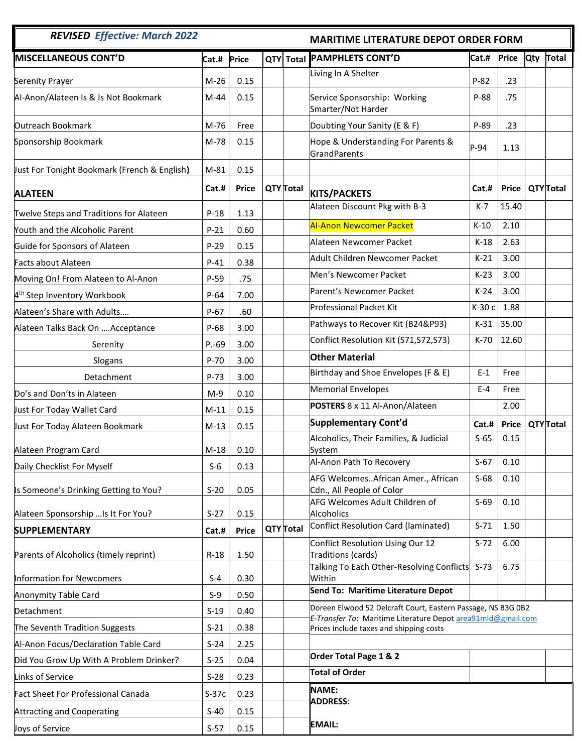***REVISED*** ***Effective: March 2022***

## MARITIME LITERATURE DEPOT ORDER FORM

| MISCELLANEOUS CONT'D | Cat.# | Price | QTY | Total |
|---|---|---|---|---|
| Serenity Prayer | M-26 | 0.15 | | |
| Al-Anon/Alateen Is & Is Not Bookmark | M-44 | 0.15 | | |
| Outreach Bookmark | M-76 | Free | | |
| Sponsorship Bookmark | M-78 | 0.15 | | |
| Just For Tonight Bookmark (French & English) | M-81 | 0.15 | | |
| **ALATEEN** | **Cat.#** | **Price** | **QTY** | **Total** |
| Twelve Steps and Traditions for Alateen | P-18 | 1.13 | | |
| Youth and the Alcoholic Parent | P-21 | 0.60 | | |
| Guide for Sponsors of Alateen | P-29 | 0.15 | | |
| Facts about Alateen | P-41 | 0.38 | | |
| Moving On! From Alateen to Al-Anon | P-59 | .75 | | |
| 4th Step Inventory Workbook | P-64 | 7.00 | | |
| Alateen's Share with Adults…. | P-67 | .60 | | |
| Alateen Talks Back On ….Acceptance | P-68 | 3.00 | | |
| Serenity | P.-69 | 3.00 | | |
| Slogans | P-70 | 3.00 | | |
| Detachment | P-73 | 3.00 | | |
| Do's and Don'ts in Alateen | M-9 | 0.10 | | |
| Just For Today Wallet Card | M-11 | 0.15 | | |
| Just For Today Alateen Bookmark | M-13 | 0.15 | | |
| Alateen Program Card | M-18 | 0.10 | | |
| Daily Checklist For Myself | S-6 | 0.13 | | |
| Is Someone's Drinking Getting to You? | S-20 | 0.05 | | |
| Alateen Sponsorship …Is It For You? | S-27 | 0.15 | | |
| **SUPPLEMENTARY** | **Cat.#** | **Price** | **QTY** | **Total** |
| Parents of Alcoholics (timely reprint) | R-18 | 1.50 | | |
| Information for Newcomers | S-4 | 0.30 | | |
| Anonymity Table Card | S-9 | 0.50 | | |
| Detachment | S-19 | 0.40 | | |
| The Seventh Tradition Suggests | S-21 | 0.38 | | |
| Al-Anon Focus/Declaration Table Card | S-24 | 2.25 | | |
| Did You Grow Up With A Problem Drinker? | S-25 | 0.04 | | |
| Links of Service | S-28 | 0.23 | | |
| Fact Sheet For Professional Canada | S-37c | 0.23 | | |
| Attracting and Cooperating | S-40 | 0.15 | | |
| Joys of Service | S-57 | 0.15 | | |

| PAMPHLETS CONT'D | Cat.# | Price | Qty | Total |
|---|---|---|---|---|
| Living In A Shelter | P-82 | .23 | | |
| Service Sponsorship: Working Smarter/Not Harder | P-88 | .75 | | |
| Doubting Your Sanity (E & F) | P-89 | .23 | | |
| Hope & Understanding For Parents & GrandParents | P-94 | 1.13 | | |
| **KITS/PACKETS** | **Cat.#** | **Price** | **QTY** | **Total** |
| Alateen Discount Pkg with B-3 | K-7 | 15.40 | | |
| Al-Anon Newcomer Packet | K-10 | 2.10 | | |
| Alateen Newcomer Packet | K-18 | 2.63 | | |
| Adult Children Newcomer Packet | K-21 | 3.00 | | |
| Men's Newcomer Packet | K-23 | 3.00 | | |
| Parent's Newcomer Packet | K-24 | 3.00 | | |
| Professional Packet Kit | K-30 c | 1.88 | | |
| Pathways to Recover Kit (B24&P93) | K-31 | 35.00 | | |
| Conflict Resolution Kit (S71,S72,S73) | K-70 | 12.60 | | |
| **Other Material** | | | | |
| Birthday and Shoe Envelopes (F & E) | E-1 | Free | | |
| Memorial Envelopes | E-4 | Free | | |
| **POSTERS** 8 x 11 Al-Anon/Alateen | | 2.00 | | |
| **Supplementary Cont'd** | **Cat.#** | **Price** | **QTY** | **Total** |
| Alcoholics, Their Families, & Judicial System | S-65 | 0.15 | | |
| Al-Anon Path To Recovery | S-67 | 0.10 | | |
| AFG Welcomes..African Amer., African Cdn., All People of Color | S-68 | 0.10 | | |
| AFG Welcomes Adult Children of Alcoholics | S-69 | 0.10 | | |
| Conflict Resolution Card (laminated) | S-71 | 1.50 | | |
| Conflict Resolution Using Our 12 Traditions (cards) | S-72 | 6.00 | | |
| Talking To Each Other-Resolving Conflicts Within | S-73 | 6.75 | | |

**Send To: Maritime Literature Depot**

Doreen Elwood 52 Delcraft Court, Eastern Passage, NS B3G 0B2
*E-Transfer To*: Maritime Literature Depot area91mld@gmail.com
Prices include taxes and shipping costs

| | |
|---|---|
| **Order Total Page 1 & 2** | |
| **Total of Order** | |

**NAME:**

**ADDRESS**:

**EMAIL:**